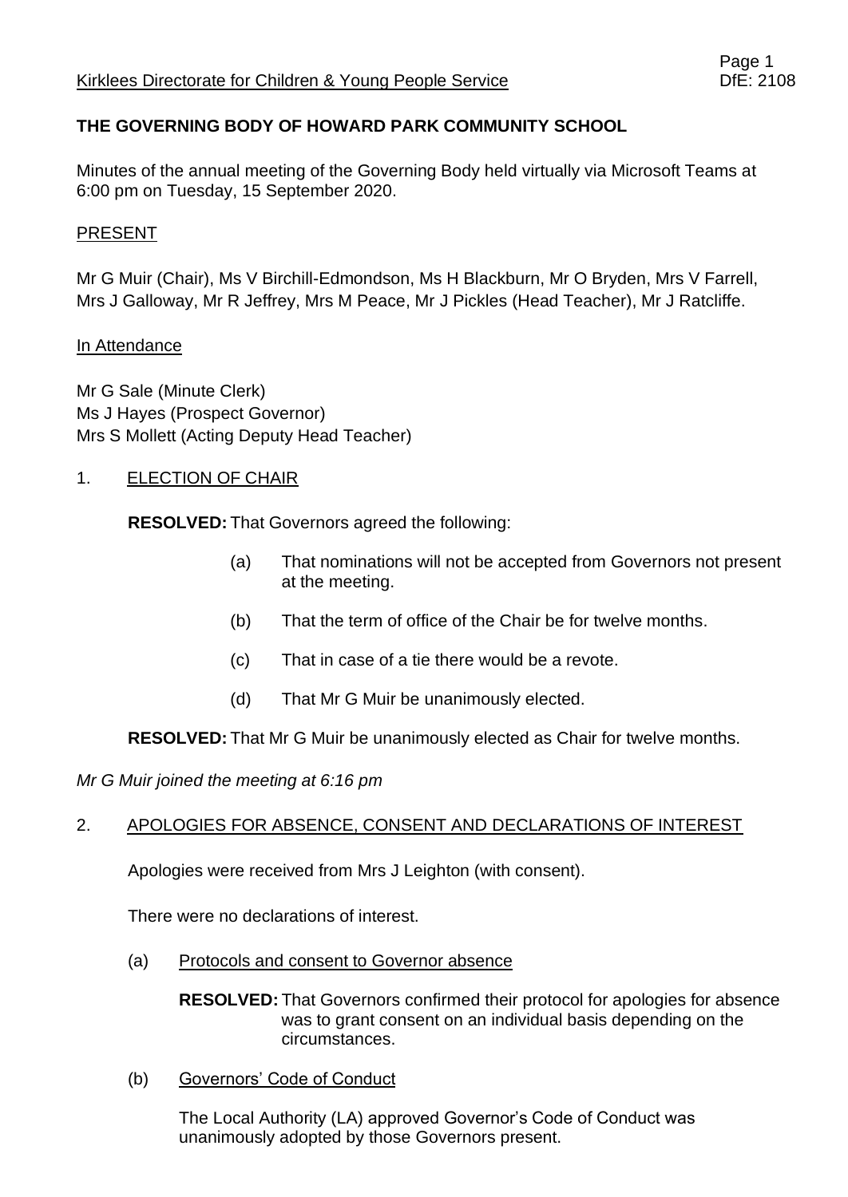Kirklees Directorate for Children & Young People Service DfE: 2108

**THE GOVERNING BODY OF HOWARD PARK COMMUNITY SCHOOL**

Minutes of the annual meeting of the Governing Body held virtually via Microsoft Teams at 6:00 pm on Tuesday, 15 September 2020.

PRESENT

Mr G Muir (Chair), Ms V Birchill-Edmondson, Ms H Blackburn, Mr O Bryden, Mrs V Farrell, Mrs J Galloway, Mr R Jeffrey, Mrs M Peace, Mr J Pickles (Head Teacher), Mr J Ratcliffe.

In Attendance

Mr G Sale (Minute Clerk)
Ms J Hayes (Prospect Governor)
Mrs S Mollett (Acting Deputy Head Teacher)

1. ELECTION OF CHAIR

**RESOLVED:** That Governors agreed the following:

(a) That nominations will not be accepted from Governors not present at the meeting.

(b) That the term of office of the Chair be for twelve months.

(c) That in case of a tie there would be a revote.

(d) That Mr G Muir be unanimously elected.

**RESOLVED:** That Mr G Muir be unanimously elected as Chair for twelve months.

*Mr G Muir joined the meeting at 6:16 pm*

2. APOLOGIES FOR ABSENCE, CONSENT AND DECLARATIONS OF INTEREST

Apologies were received from Mrs J Leighton (with consent).

There were no declarations of interest.

(a) Protocols and consent to Governor absence

**RESOLVED:** That Governors confirmed their protocol for apologies for absence was to grant consent on an individual basis depending on the circumstances.

(b) Governors' Code of Conduct

The Local Authority (LA) approved Governor's Code of Conduct was unanimously adopted by those Governors present.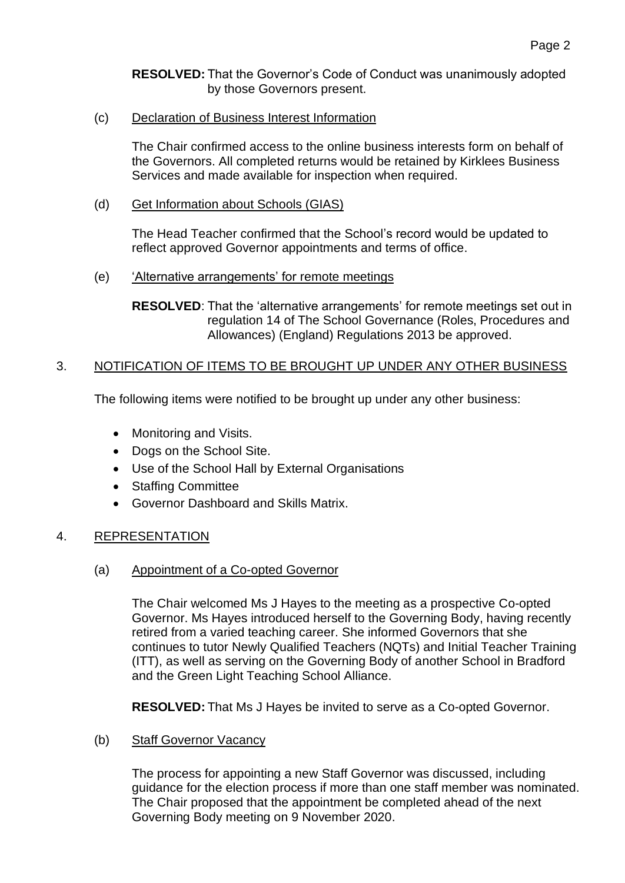**RESOLVED:** That the Governor's Code of Conduct was unanimously adopted by those Governors present.

(c) Declaration of Business Interest Information

The Chair confirmed access to the online business interests form on behalf of the Governors. All completed returns would be retained by Kirklees Business Services and made available for inspection when required.

(d) Get Information about Schools (GIAS)

The Head Teacher confirmed that the School's record would be updated to reflect approved Governor appointments and terms of office.

(e) 'Alternative arrangements' for remote meetings

**RESOLVED**: That the 'alternative arrangements' for remote meetings set out in regulation 14 of The School Governance (Roles, Procedures and Allowances) (England) Regulations 2013 be approved.

## 3. NOTIFICATION OF ITEMS TO BE BROUGHT UP UNDER ANY OTHER BUSINESS

The following items were notified to be brought up under any other business:

- Monitoring and Visits.
- Dogs on the School Site.
- Use of the School Hall by External Organisations
- Staffing Committee
- Governor Dashboard and Skills Matrix.

## 4. REPRESENTATION

(a) Appointment of a Co-opted Governor

The Chair welcomed Ms J Hayes to the meeting as a prospective Co-opted Governor. Ms Hayes introduced herself to the Governing Body, having recently retired from a varied teaching career. She informed Governors that she continues to tutor Newly Qualified Teachers (NQTs) and Initial Teacher Training (ITT), as well as serving on the Governing Body of another School in Bradford and the Green Light Teaching School Alliance.

**RESOLVED:** That Ms J Hayes be invited to serve as a Co-opted Governor.

(b) Staff Governor Vacancy

The process for appointing a new Staff Governor was discussed, including guidance for the election process if more than one staff member was nominated. The Chair proposed that the appointment be completed ahead of the next Governing Body meeting on 9 November 2020.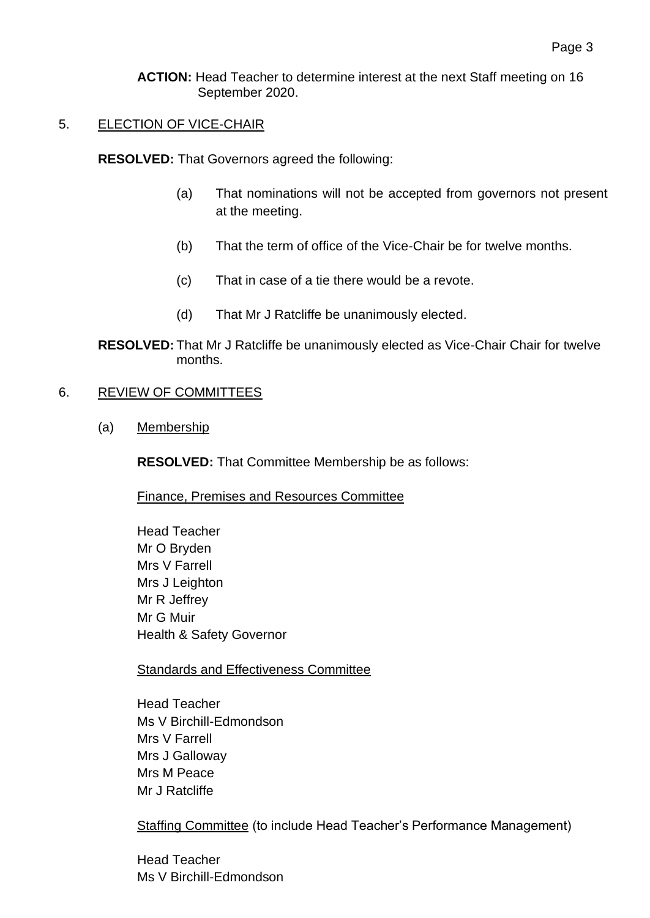**ACTION:** Head Teacher to determine interest at the next Staff meeting on 16 September 2020.

5. ELECTION OF VICE-CHAIR

**RESOLVED:** That Governors agreed the following:

(a) That nominations will not be accepted from governors not present at the meeting.

(b) That the term of office of the Vice-Chair be for twelve months.

(c) That in case of a tie there would be a revote.

(d) That Mr J Ratcliffe be unanimously elected.

**RESOLVED:** That Mr J Ratcliffe be unanimously elected as Vice-Chair Chair for twelve months.

6. REVIEW OF COMMITTEES

(a) Membership

**RESOLVED:** That Committee Membership be as follows:

Finance, Premises and Resources Committee

Head Teacher
Mr O Bryden
Mrs V Farrell
Mrs J Leighton
Mr R Jeffrey
Mr G Muir
Health & Safety Governor

Standards and Effectiveness Committee

Head Teacher
Ms V Birchill-Edmondson
Mrs V Farrell
Mrs J Galloway
Mrs M Peace
Mr J Ratcliffe

Staffing Committee (to include Head Teacher's Performance Management)

Head Teacher
Ms V Birchill-Edmondson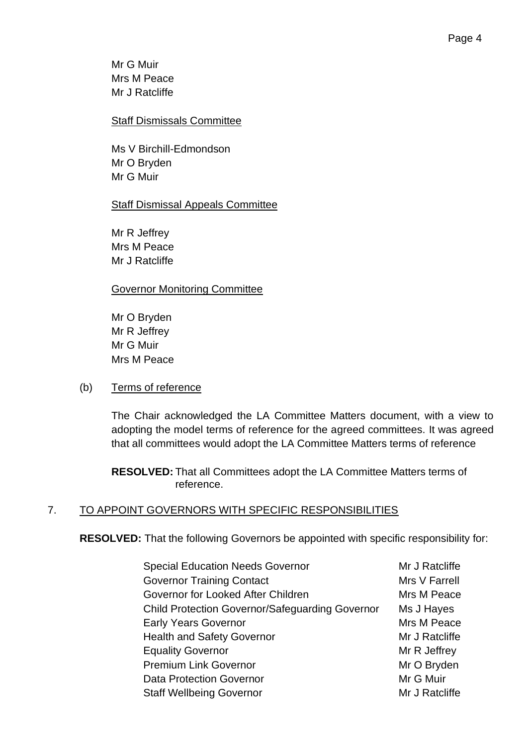Mr G Muir
Mrs M Peace
Mr J Ratcliffe

Staff Dismissals Committee

Ms V Birchill-Edmondson
Mr O Bryden
Mr G Muir

Staff Dismissal Appeals Committee

Mr R Jeffrey
Mrs M Peace
Mr J Ratcliffe

Governor Monitoring Committee

Mr O Bryden
Mr R Jeffrey
Mr G Muir
Mrs M Peace

(b) Terms of reference

The Chair acknowledged the LA Committee Matters document, with a view to adopting the model terms of reference for the agreed committees. It was agreed that all committees would adopt the LA Committee Matters terms of reference

**RESOLVED:** That all Committees adopt the LA Committee Matters terms of reference.

## 7. TO APPOINT GOVERNORS WITH SPECIFIC RESPONSIBILITIES

**RESOLVED:** That the following Governors be appointed with specific responsibility for:

| | |
|---|---|
| Special Education Needs Governor | Mr J Ratcliffe |
| Governor Training Contact | Mrs V Farrell |
| Governor for Looked After Children | Mrs M Peace |
| Child Protection Governor/Safeguarding Governor | Ms J Hayes |
| Early Years Governor | Mrs M Peace |
| Health and Safety Governor | Mr J Ratcliffe |
| Equality Governor | Mr R Jeffrey |
| Premium Link Governor | Mr O Bryden |
| Data Protection Governor | Mr G Muir |
| Staff Wellbeing Governor | Mr J Ratcliffe |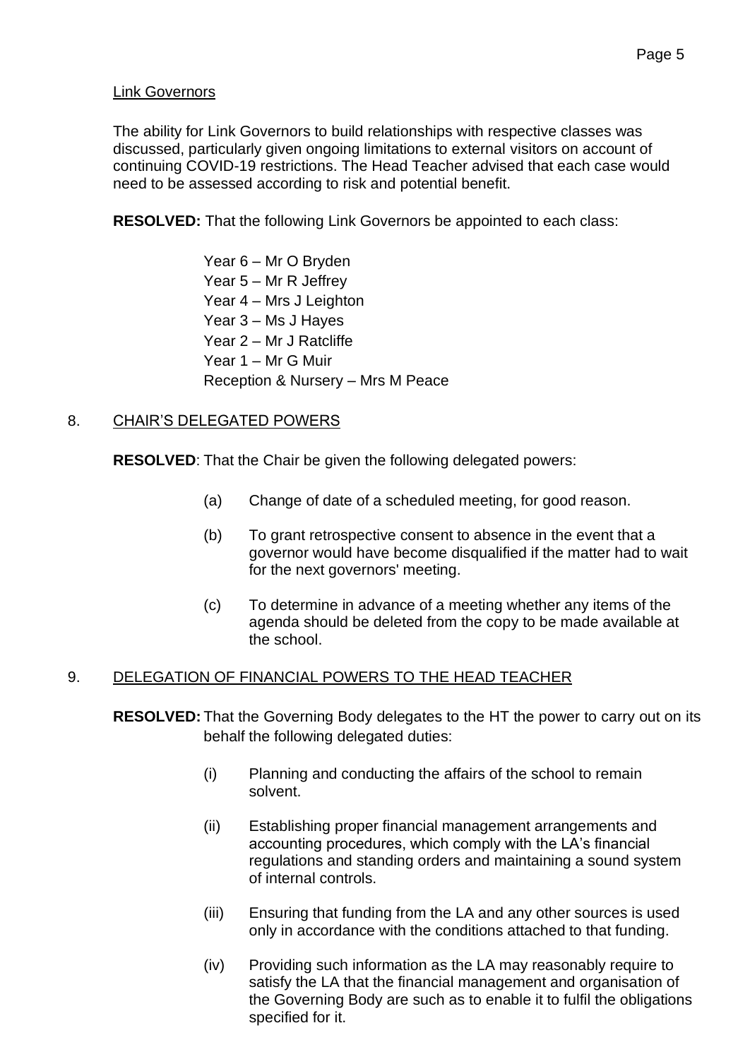Link Governors

The ability for Link Governors to build relationships with respective classes was discussed, particularly given ongoing limitations to external visitors on account of continuing COVID-19 restrictions. The Head Teacher advised that each case would need to be assessed according to risk and potential benefit.

**RESOLVED:** That the following Link Governors be appointed to each class:

Year 6 – Mr O Bryden
Year 5 – Mr R Jeffrey
Year 4 – Mrs J Leighton
Year 3 – Ms J Hayes
Year 2 – Mr J Ratcliffe
Year 1 – Mr G Muir
Reception & Nursery – Mrs M Peace

## 8. CHAIR'S DELEGATED POWERS

**RESOLVED**: That the Chair be given the following delegated powers:

(a) Change of date of a scheduled meeting, for good reason.

(b) To grant retrospective consent to absence in the event that a governor would have become disqualified if the matter had to wait for the next governors' meeting.

(c) To determine in advance of a meeting whether any items of the agenda should be deleted from the copy to be made available at the school.

## 9. DELEGATION OF FINANCIAL POWERS TO THE HEAD TEACHER

**RESOLVED:** That the Governing Body delegates to the HT the power to carry out on its behalf the following delegated duties:

(i) Planning and conducting the affairs of the school to remain solvent.

(ii) Establishing proper financial management arrangements and accounting procedures, which comply with the LA's financial regulations and standing orders and maintaining a sound system of internal controls.

(iii) Ensuring that funding from the LA and any other sources is used only in accordance with the conditions attached to that funding.

(iv) Providing such information as the LA may reasonably require to satisfy the LA that the financial management and organisation of the Governing Body are such as to enable it to fulfil the obligations specified for it.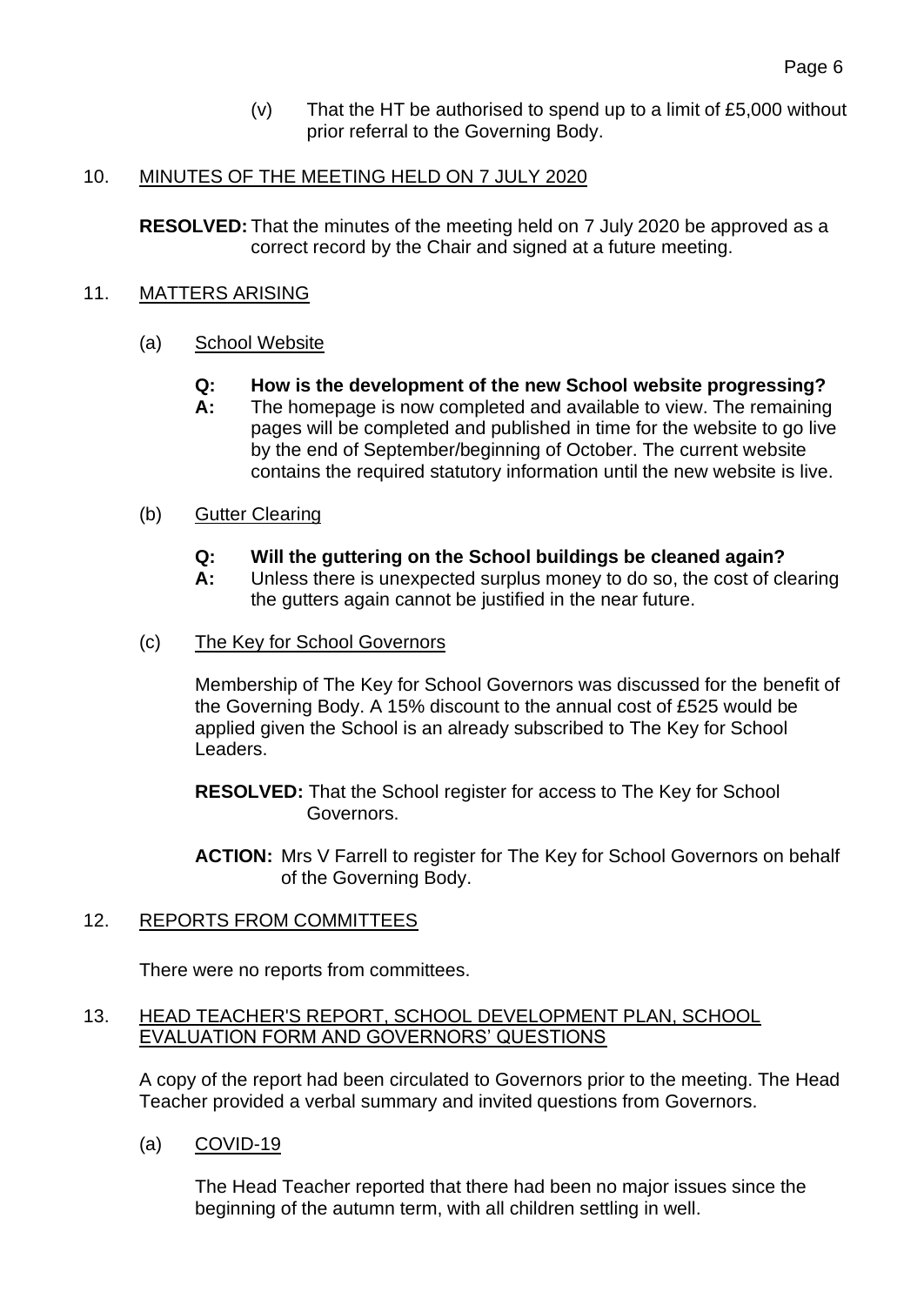(v) That the HT be authorised to spend up to a limit of £5,000 without prior referral to the Governing Body.

## 10. MINUTES OF THE MEETING HELD ON 7 JULY 2020

**RESOLVED:** That the minutes of the meeting held on 7 July 2020 be approved as a correct record by the Chair and signed at a future meeting.

## 11. MATTERS ARISING

### (a) School Website

**Q: How is the development of the new School website progressing?**

**A:** The homepage is now completed and available to view. The remaining pages will be completed and published in time for the website to go live by the end of September/beginning of October. The current website contains the required statutory information until the new website is live.

### (b) Gutter Clearing

**Q: Will the guttering on the School buildings be cleaned again?**

**A:** Unless there is unexpected surplus money to do so, the cost of clearing the gutters again cannot be justified in the near future.

### (c) The Key for School Governors

Membership of The Key for School Governors was discussed for the benefit of the Governing Body. A 15% discount to the annual cost of £525 would be applied given the School is an already subscribed to The Key for School Leaders.

**RESOLVED:** That the School register for access to The Key for School Governors.

**ACTION:** Mrs V Farrell to register for The Key for School Governors on behalf of the Governing Body.

## 12. REPORTS FROM COMMITTEES

There were no reports from committees.

## 13. HEAD TEACHER'S REPORT, SCHOOL DEVELOPMENT PLAN, SCHOOL EVALUATION FORM AND GOVERNORS' QUESTIONS

A copy of the report had been circulated to Governors prior to the meeting. The Head Teacher provided a verbal summary and invited questions from Governors.

### (a) COVID-19

The Head Teacher reported that there had been no major issues since the beginning of the autumn term, with all children settling in well.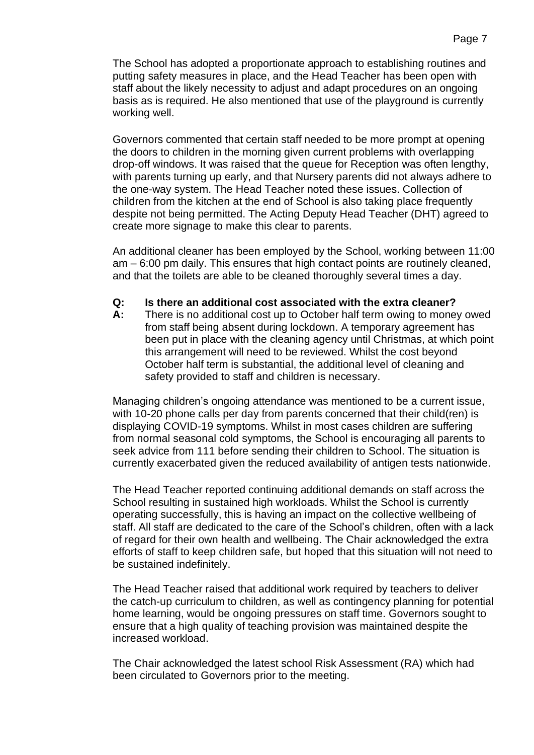The School has adopted a proportionate approach to establishing routines and putting safety measures in place, and the Head Teacher has been open with staff about the likely necessity to adjust and adapt procedures on an ongoing basis as is required. He also mentioned that use of the playground is currently working well.

Governors commented that certain staff needed to be more prompt at opening the doors to children in the morning given current problems with overlapping drop-off windows. It was raised that the queue for Reception was often lengthy, with parents turning up early, and that Nursery parents did not always adhere to the one-way system. The Head Teacher noted these issues. Collection of children from the kitchen at the end of School is also taking place frequently despite not being permitted. The Acting Deputy Head Teacher (DHT) agreed to create more signage to make this clear to parents.

An additional cleaner has been employed by the School, working between 11:00 am – 6:00 pm daily. This ensures that high contact points are routinely cleaned, and that the toilets are able to be cleaned thoroughly several times a day.

**Q: Is there an additional cost associated with the extra cleaner?**

**A:** There is no additional cost up to October half term owing to money owed from staff being absent during lockdown. A temporary agreement has been put in place with the cleaning agency until Christmas, at which point this arrangement will need to be reviewed. Whilst the cost beyond October half term is substantial, the additional level of cleaning and safety provided to staff and children is necessary.

Managing children's ongoing attendance was mentioned to be a current issue, with 10-20 phone calls per day from parents concerned that their child(ren) is displaying COVID-19 symptoms. Whilst in most cases children are suffering from normal seasonal cold symptoms, the School is encouraging all parents to seek advice from 111 before sending their children to School. The situation is currently exacerbated given the reduced availability of antigen tests nationwide.

The Head Teacher reported continuing additional demands on staff across the School resulting in sustained high workloads. Whilst the School is currently operating successfully, this is having an impact on the collective wellbeing of staff. All staff are dedicated to the care of the School's children, often with a lack of regard for their own health and wellbeing. The Chair acknowledged the extra efforts of staff to keep children safe, but hoped that this situation will not need to be sustained indefinitely.

The Head Teacher raised that additional work required by teachers to deliver the catch-up curriculum to children, as well as contingency planning for potential home learning, would be ongoing pressures on staff time. Governors sought to ensure that a high quality of teaching provision was maintained despite the increased workload.

The Chair acknowledged the latest school Risk Assessment (RA) which had been circulated to Governors prior to the meeting.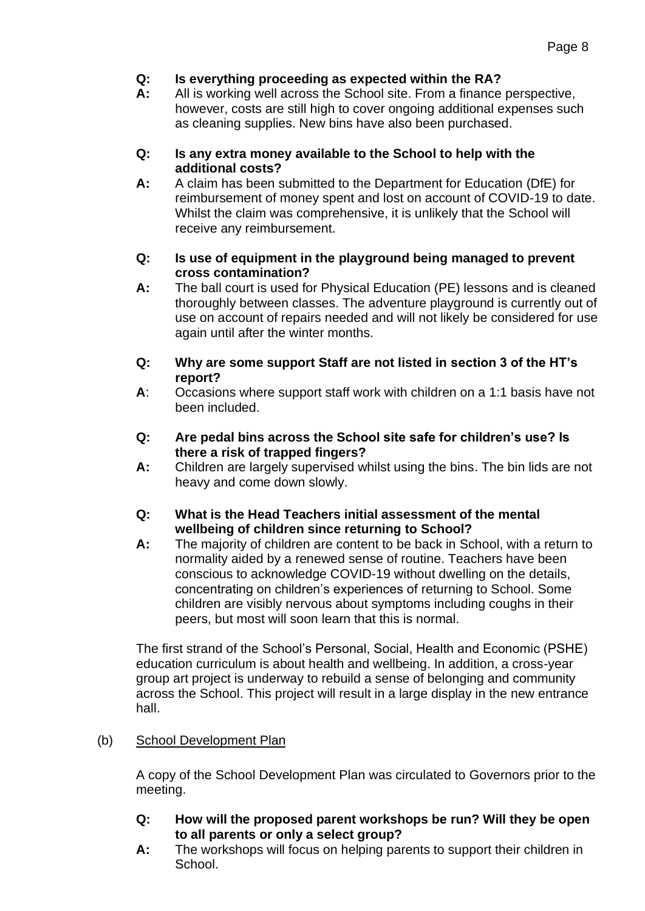**Q: Is everything proceeding as expected within the RA?**

**A:** All is working well across the School site. From a finance perspective, however, costs are still high to cover ongoing additional expenses such as cleaning supplies. New bins have also been purchased.

**Q: Is any extra money available to the School to help with the additional costs?**

**A:** A claim has been submitted to the Department for Education (DfE) for reimbursement of money spent and lost on account of COVID-19 to date. Whilst the claim was comprehensive, it is unlikely that the School will receive any reimbursement.

**Q: Is use of equipment in the playground being managed to prevent cross contamination?**

**A:** The ball court is used for Physical Education (PE) lessons and is cleaned thoroughly between classes. The adventure playground is currently out of use on account of repairs needed and will not likely be considered for use again until after the winter months.

**Q: Why are some support Staff are not listed in section 3 of the HT's report?**

**A**: Occasions where support staff work with children on a 1:1 basis have not been included.

**Q: Are pedal bins across the School site safe for children's use? Is there a risk of trapped fingers?**

**A:** Children are largely supervised whilst using the bins. The bin lids are not heavy and come down slowly.

**Q: What is the Head Teachers initial assessment of the mental wellbeing of children since returning to School?**

**A:** The majority of children are content to be back in School, with a return to normality aided by a renewed sense of routine. Teachers have been conscious to acknowledge COVID-19 without dwelling on the details, concentrating on children's experiences of returning to School. Some children are visibly nervous about symptoms including coughs in their peers, but most will soon learn that this is normal.

The first strand of the School's Personal, Social, Health and Economic (PSHE) education curriculum is about health and wellbeing. In addition, a cross-year group art project is underway to rebuild a sense of belonging and community across the School. This project will result in a large display in the new entrance hall.

(b) <u>School Development Plan</u>

A copy of the School Development Plan was circulated to Governors prior to the meeting.

**Q: How will the proposed parent workshops be run? Will they be open to all parents or only a select group?**

**A:** The workshops will focus on helping parents to support their children in School.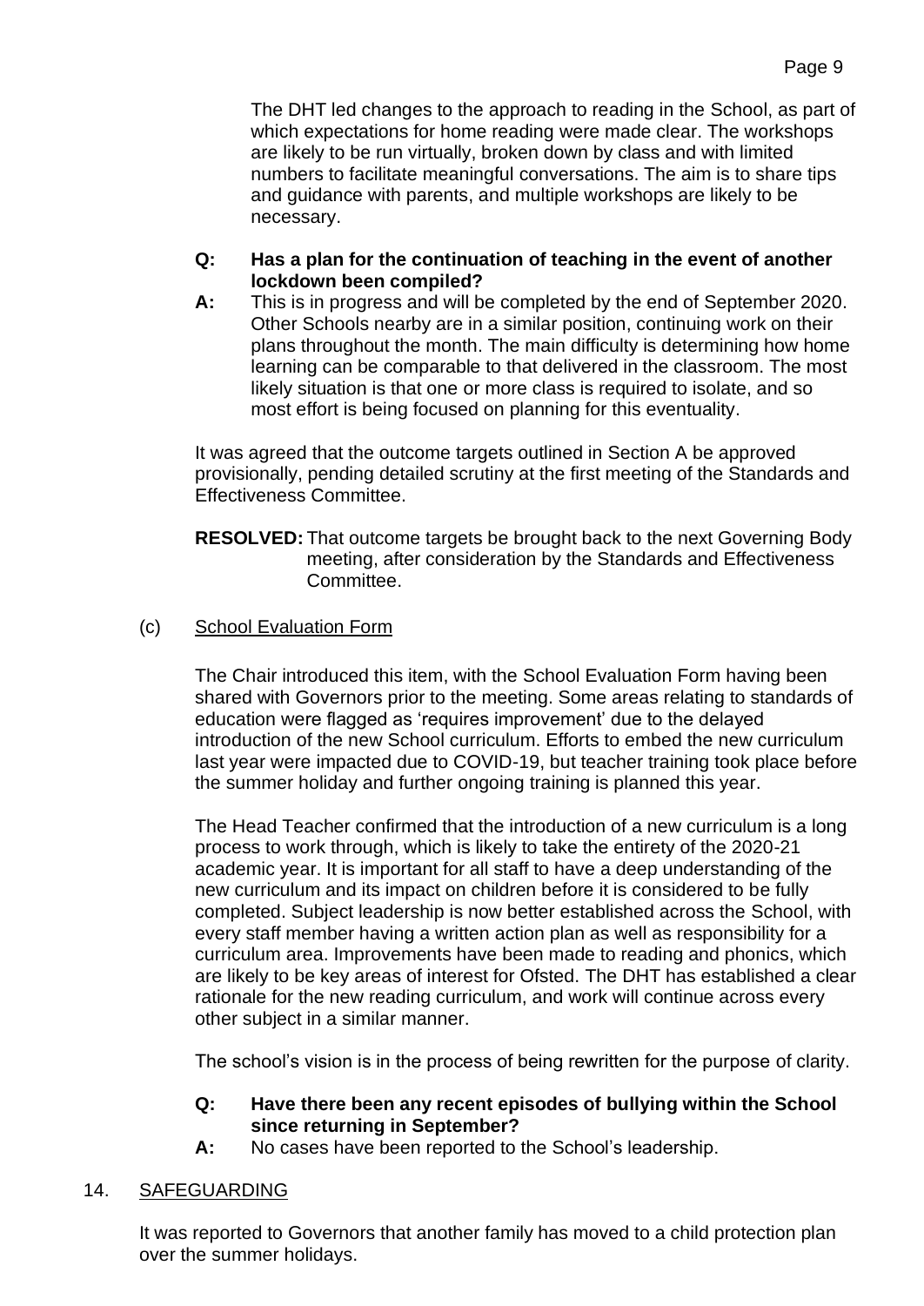The DHT led changes to the approach to reading in the School, as part of which expectations for home reading were made clear. The workshops are likely to be run virtually, broken down by class and with limited numbers to facilitate meaningful conversations. The aim is to share tips and guidance with parents, and multiple workshops are likely to be necessary.

**Q: Has a plan for the continuation of teaching in the event of another lockdown been compiled?**

**A:** This is in progress and will be completed by the end of September 2020. Other Schools nearby are in a similar position, continuing work on their plans throughout the month. The main difficulty is determining how home learning can be comparable to that delivered in the classroom. The most likely situation is that one or more class is required to isolate, and so most effort is being focused on planning for this eventuality.

It was agreed that the outcome targets outlined in Section A be approved provisionally, pending detailed scrutiny at the first meeting of the Standards and Effectiveness Committee.

**RESOLVED:** That outcome targets be brought back to the next Governing Body meeting, after consideration by the Standards and Effectiveness Committee.

(c) School Evaluation Form

The Chair introduced this item, with the School Evaluation Form having been shared with Governors prior to the meeting. Some areas relating to standards of education were flagged as 'requires improvement' due to the delayed introduction of the new School curriculum. Efforts to embed the new curriculum last year were impacted due to COVID-19, but teacher training took place before the summer holiday and further ongoing training is planned this year.

The Head Teacher confirmed that the introduction of a new curriculum is a long process to work through, which is likely to take the entirety of the 2020-21 academic year. It is important for all staff to have a deep understanding of the new curriculum and its impact on children before it is considered to be fully completed. Subject leadership is now better established across the School, with every staff member having a written action plan as well as responsibility for a curriculum area. Improvements have been made to reading and phonics, which are likely to be key areas of interest for Ofsted. The DHT has established a clear rationale for the new reading curriculum, and work will continue across every other subject in a similar manner.

The school's vision is in the process of being rewritten for the purpose of clarity.

**Q: Have there been any recent episodes of bullying within the School since returning in September?**

**A:** No cases have been reported to the School's leadership.

14. SAFEGUARDING

It was reported to Governors that another family has moved to a child protection plan over the summer holidays.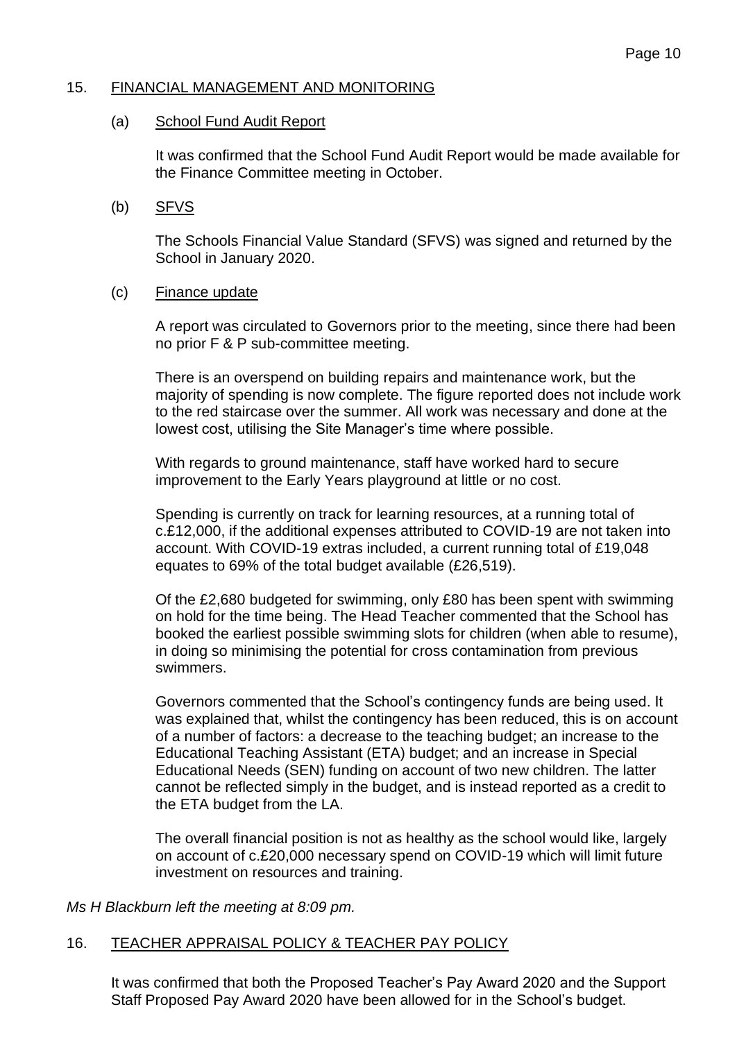## 15. FINANCIAL MANAGEMENT AND MONITORING

### (a) School Fund Audit Report

It was confirmed that the School Fund Audit Report would be made available for the Finance Committee meeting in October.

### (b) SFVS

The Schools Financial Value Standard (SFVS) was signed and returned by the School in January 2020.

### (c) Finance update

A report was circulated to Governors prior to the meeting, since there had been no prior F & P sub-committee meeting.

There is an overspend on building repairs and maintenance work, but the majority of spending is now complete. The figure reported does not include work to the red staircase over the summer. All work was necessary and done at the lowest cost, utilising the Site Manager's time where possible.

With regards to ground maintenance, staff have worked hard to secure improvement to the Early Years playground at little or no cost.

Spending is currently on track for learning resources, at a running total of c.£12,000, if the additional expenses attributed to COVID-19 are not taken into account. With COVID-19 extras included, a current running total of £19,048 equates to 69% of the total budget available (£26,519).

Of the £2,680 budgeted for swimming, only £80 has been spent with swimming on hold for the time being. The Head Teacher commented that the School has booked the earliest possible swimming slots for children (when able to resume), in doing so minimising the potential for cross contamination from previous swimmers.

Governors commented that the School's contingency funds are being used. It was explained that, whilst the contingency has been reduced, this is on account of a number of factors: a decrease to the teaching budget; an increase to the Educational Teaching Assistant (ETA) budget; and an increase in Special Educational Needs (SEN) funding on account of two new children. The latter cannot be reflected simply in the budget, and is instead reported as a credit to the ETA budget from the LA.

The overall financial position is not as healthy as the school would like, largely on account of c.£20,000 necessary spend on COVID-19 which will limit future investment on resources and training.

*Ms H Blackburn left the meeting at 8:09 pm.*

## 16. TEACHER APPRAISAL POLICY & TEACHER PAY POLICY

It was confirmed that both the Proposed Teacher's Pay Award 2020 and the Support Staff Proposed Pay Award 2020 have been allowed for in the School's budget.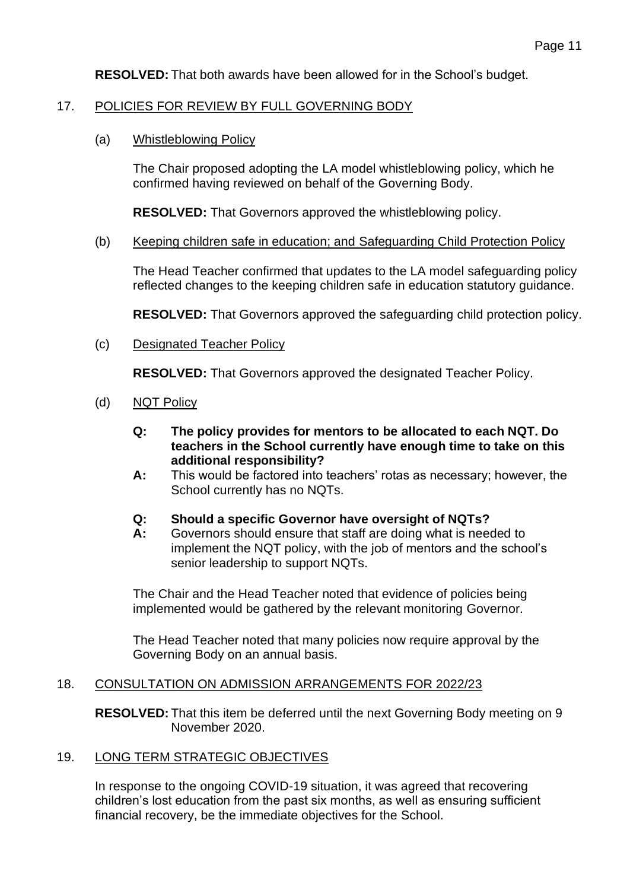**RESOLVED:** That both awards have been allowed for in the School's budget.

## 17. POLICIES FOR REVIEW BY FULL GOVERNING BODY

### (a) Whistleblowing Policy

The Chair proposed adopting the LA model whistleblowing policy, which he confirmed having reviewed on behalf of the Governing Body.

**RESOLVED:** That Governors approved the whistleblowing policy.

### (b) Keeping children safe in education; and Safeguarding Child Protection Policy

The Head Teacher confirmed that updates to the LA model safeguarding policy reflected changes to the keeping children safe in education statutory guidance.

**RESOLVED:** That Governors approved the safeguarding child protection policy.

### (c) Designated Teacher Policy

**RESOLVED:** That Governors approved the designated Teacher Policy.

### (d) NQT Policy

**Q: The policy provides for mentors to be allocated to each NQT. Do teachers in the School currently have enough time to take on this additional responsibility?**

**A:** This would be factored into teachers' rotas as necessary; however, the School currently has no NQTs.

**Q: Should a specific Governor have oversight of NQTs?**

**A:** Governors should ensure that staff are doing what is needed to implement the NQT policy, with the job of mentors and the school's senior leadership to support NQTs.

The Chair and the Head Teacher noted that evidence of policies being implemented would be gathered by the relevant monitoring Governor.

The Head Teacher noted that many policies now require approval by the Governing Body on an annual basis.

## 18. CONSULTATION ON ADMISSION ARRANGEMENTS FOR 2022/23

**RESOLVED:** That this item be deferred until the next Governing Body meeting on 9 November 2020.

## 19. LONG TERM STRATEGIC OBJECTIVES

In response to the ongoing COVID-19 situation, it was agreed that recovering children's lost education from the past six months, as well as ensuring sufficient financial recovery, be the immediate objectives for the School.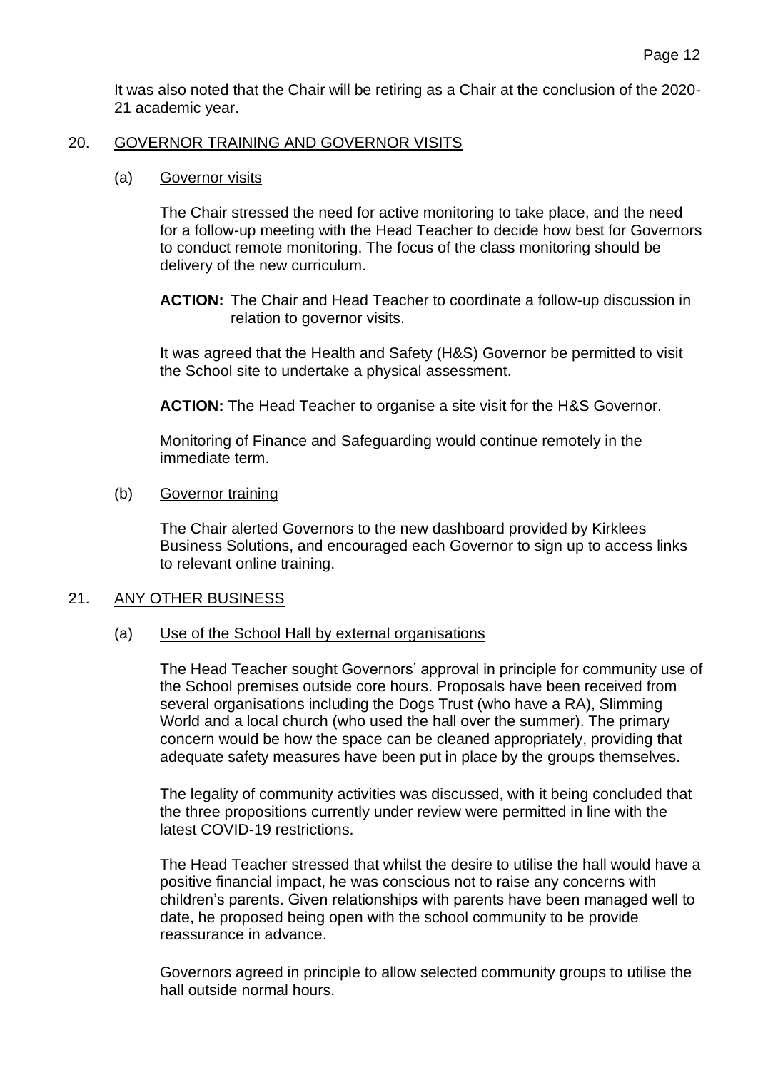It was also noted that the Chair will be retiring as a Chair at the conclusion of the 2020-21 academic year.

## 20. GOVERNOR TRAINING AND GOVERNOR VISITS

### (a) Governor visits

The Chair stressed the need for active monitoring to take place, and the need for a follow-up meeting with the Head Teacher to decide how best for Governors to conduct remote monitoring. The focus of the class monitoring should be delivery of the new curriculum.

**ACTION:** The Chair and Head Teacher to coordinate a follow-up discussion in relation to governor visits.

It was agreed that the Health and Safety (H&S) Governor be permitted to visit the School site to undertake a physical assessment.

**ACTION:** The Head Teacher to organise a site visit for the H&S Governor.

Monitoring of Finance and Safeguarding would continue remotely in the immediate term.

### (b) Governor training

The Chair alerted Governors to the new dashboard provided by Kirklees Business Solutions, and encouraged each Governor to sign up to access links to relevant online training.

## 21. ANY OTHER BUSINESS

### (a) Use of the School Hall by external organisations

The Head Teacher sought Governors' approval in principle for community use of the School premises outside core hours. Proposals have been received from several organisations including the Dogs Trust (who have a RA), Slimming World and a local church (who used the hall over the summer). The primary concern would be how the space can be cleaned appropriately, providing that adequate safety measures have been put in place by the groups themselves.

The legality of community activities was discussed, with it being concluded that the three propositions currently under review were permitted in line with the latest COVID-19 restrictions.

The Head Teacher stressed that whilst the desire to utilise the hall would have a positive financial impact, he was conscious not to raise any concerns with children's parents. Given relationships with parents have been managed well to date, he proposed being open with the school community to be provide reassurance in advance.

Governors agreed in principle to allow selected community groups to utilise the hall outside normal hours.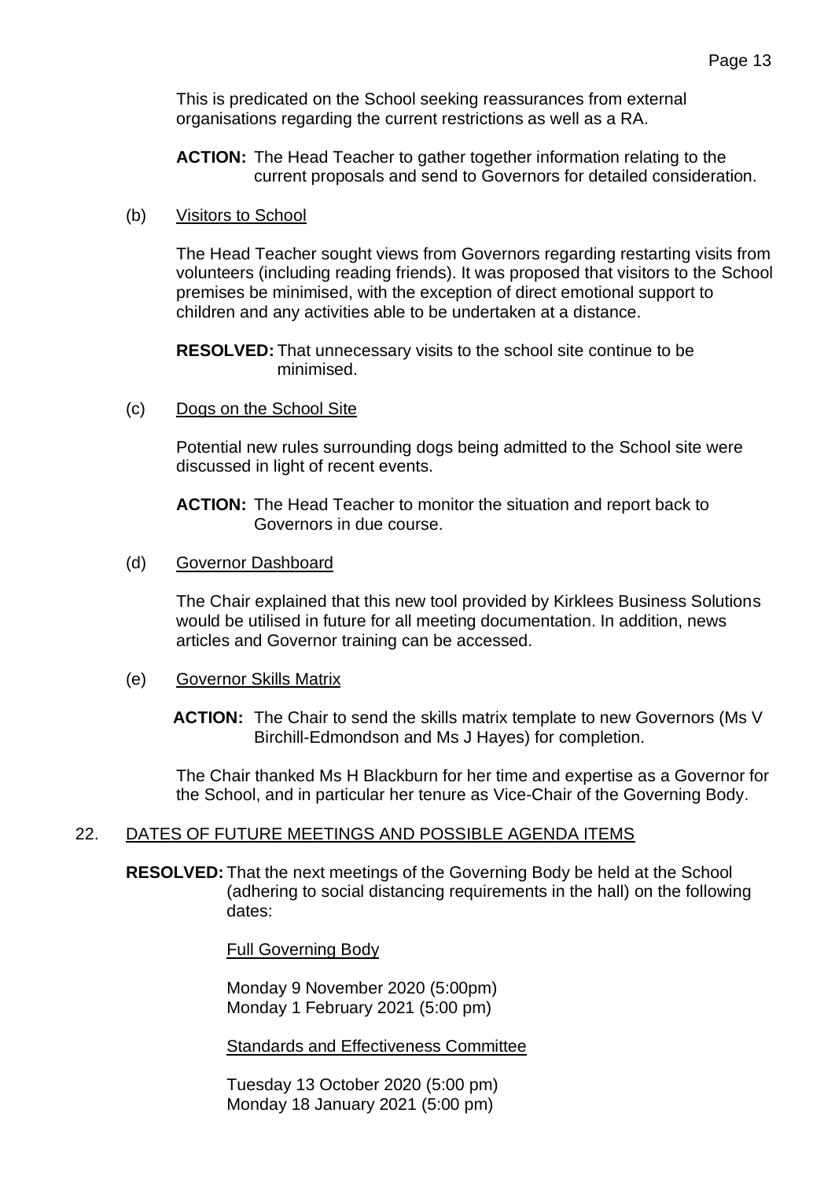This is predicated on the School seeking reassurances from external organisations regarding the current restrictions as well as a RA.

**ACTION:** The Head Teacher to gather together information relating to the current proposals and send to Governors for detailed consideration.

(b) Visitors to School

The Head Teacher sought views from Governors regarding restarting visits from volunteers (including reading friends). It was proposed that visitors to the School premises be minimised, with the exception of direct emotional support to children and any activities able to be undertaken at a distance.

**RESOLVED:** That unnecessary visits to the school site continue to be minimised.

(c) Dogs on the School Site

Potential new rules surrounding dogs being admitted to the School site were discussed in light of recent events.

**ACTION:** The Head Teacher to monitor the situation and report back to Governors in due course.

(d) Governor Dashboard

The Chair explained that this new tool provided by Kirklees Business Solutions would be utilised in future for all meeting documentation. In addition, news articles and Governor training can be accessed.

(e) Governor Skills Matrix

**ACTION:** The Chair to send the skills matrix template to new Governors (Ms V Birchill-Edmondson and Ms J Hayes) for completion.

The Chair thanked Ms H Blackburn for her time and expertise as a Governor for the School, and in particular her tenure as Vice-Chair of the Governing Body.

## 22. DATES OF FUTURE MEETINGS AND POSSIBLE AGENDA ITEMS

**RESOLVED:** That the next meetings of the Governing Body be held at the School (adhering to social distancing requirements in the hall) on the following dates:

Full Governing Body

Monday 9 November 2020 (5:00pm)
Monday 1 February 2021 (5:00 pm)

Standards and Effectiveness Committee

Tuesday 13 October 2020 (5:00 pm)
Monday 18 January 2021 (5:00 pm)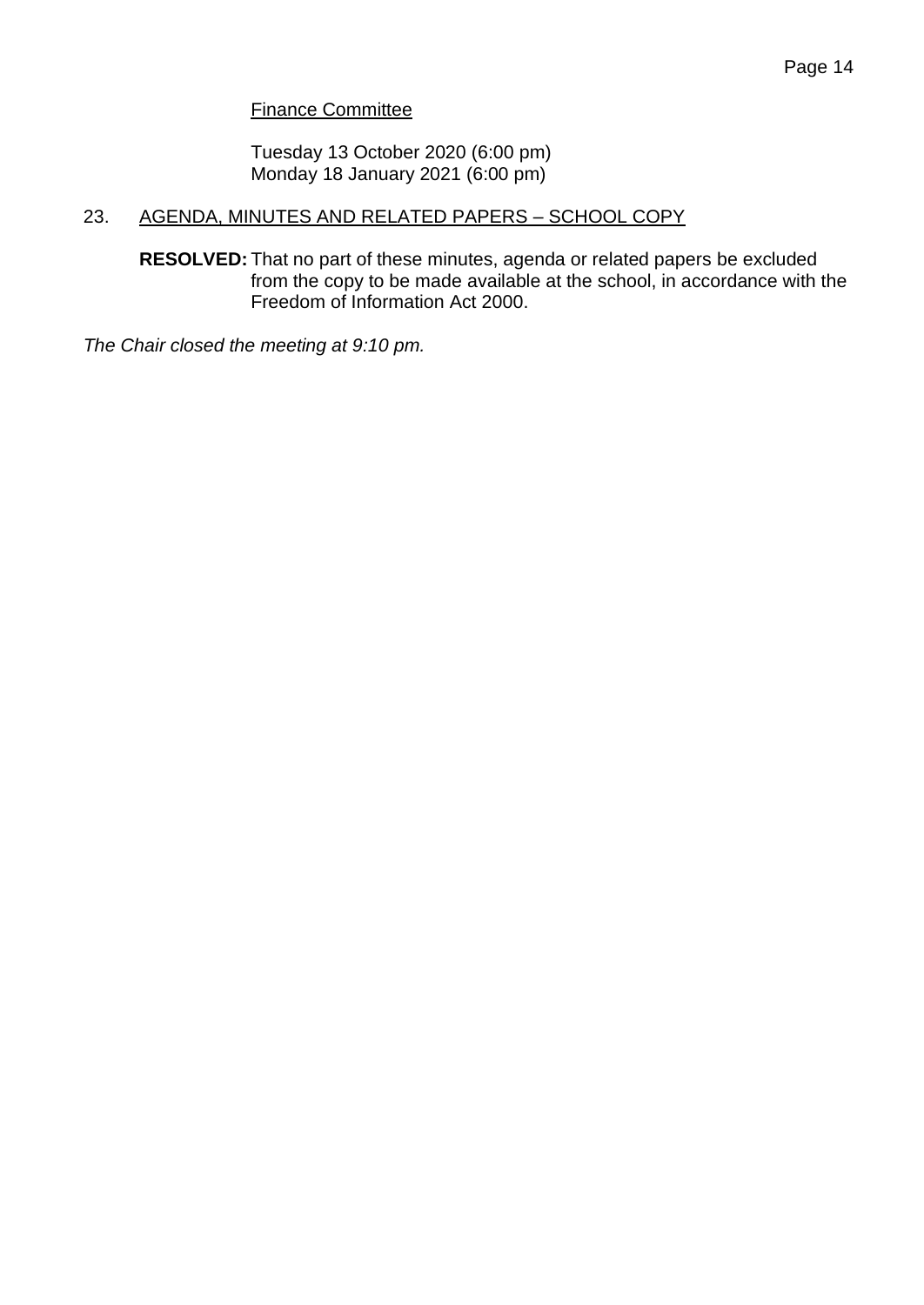Finance Committee

Tuesday 13 October 2020 (6:00 pm)
Monday 18 January 2021 (6:00 pm)

## 23. AGENDA, MINUTES AND RELATED PAPERS – SCHOOL COPY

**RESOLVED:** That no part of these minutes, agenda or related papers be excluded from the copy to be made available at the school, in accordance with the Freedom of Information Act 2000.

*The Chair closed the meeting at 9:10 pm.*